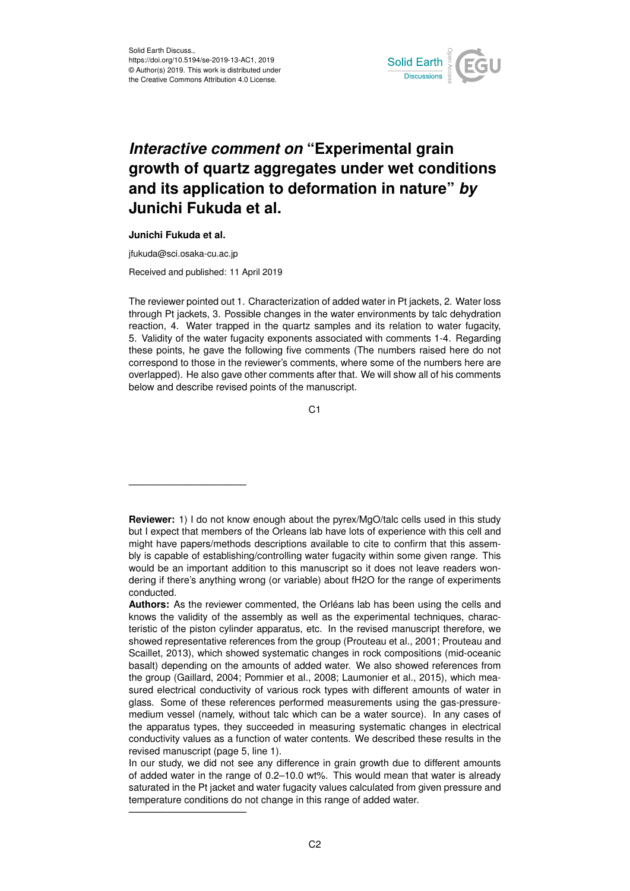# *Interactive comment on* "Experimental grain growth of quartz aggregates under wet conditions and its application to deformation in nature" *by* Junichi Fukuda et al.

**Junichi Fukuda et al.**

jfukuda@sci.osaka-cu.ac.jp

Received and published: 11 April 2019

The reviewer pointed out 1. Characterization of added water in Pt jackets, 2. Water loss through Pt jackets, 3. Possible changes in the water environments by talc dehydration reaction, 4. Water trapped in the quartz samples and its relation to water fugacity, 5. Validity of the water fugacity exponents associated with comments 1-4. Regarding these points, he gave the following five comments (The numbers raised here do not correspond to those in the reviewer's comments, where some of the numbers here are overlapped). He also gave other comments after that. We will show all of his comments below and describe revised points of the manuscript.

---

**Reviewer:** 1) I do not know enough about the pyrex/MgO/talc cells used in this study but I expect that members of the Orleans lab have lots of experience with this cell and might have papers/methods descriptions available to cite to confirm that this assembly is capable of establishing/controlling water fugacity within some given range. This would be an important addition to this manuscript so it does not leave readers wondering if there's anything wrong (or variable) about fH2O for the range of experiments conducted.

**Authors:** As the reviewer commented, the Orléans lab has been using the cells and knows the validity of the assembly as well as the experimental techniques, characteristic of the piston cylinder apparatus, etc. In the revised manuscript therefore, we showed representative references from the group (Prouteau et al., 2001; Prouteau and Scaillet, 2013), which showed systematic changes in rock compositions (mid-oceanic basalt) depending on the amounts of added water. We also showed references from the group (Gaillard, 2004; Pommier et al., 2008; Laumonier et al., 2015), which measured electrical conductivity of various rock types with different amounts of water in glass. Some of these references performed measurements using the gas-pressure-medium vessel (namely, without talc which can be a water source). In any cases of the apparatus types, they succeeded in measuring systematic changes in electrical conductivity values as a function of water contents. We described these results in the revised manuscript (page 5, line 1).

In our study, we did not see any difference in grain growth due to different amounts of added water in the range of 0.2–10.0 wt%. This would mean that water is already saturated in the Pt jacket and water fugacity values calculated from given pressure and temperature conditions do not change in this range of added water.

---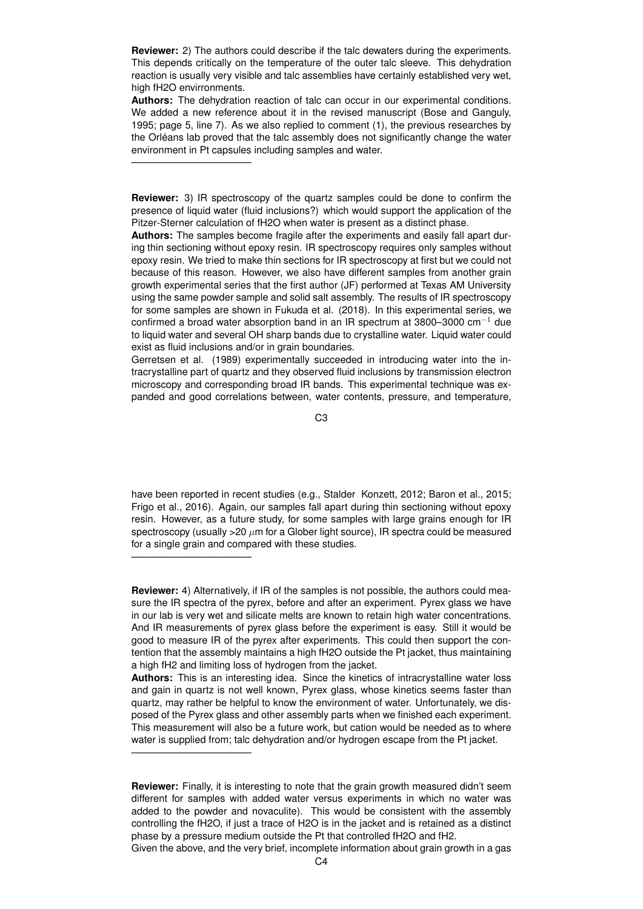**Reviewer:** 2) The authors could describe if the talc dewaters during the experiments. This depends critically on the temperature of the outer talc sleeve. This dehydration reaction is usually very visible and talc assemblies have certainly established very wet, high fH2O envirronments.

**Authors:** The dehydration reaction of talc can occur in our experimental conditions. We added a new reference about it in the revised manuscript (Bose and Ganguly, 1995; page 5, line 7). As we also replied to comment (1), the previous researches by the Orléans lab proved that the talc assembly does not significantly change the water environment in Pt capsules including samples and water.

---

**Reviewer:** 3) IR spectroscopy of the quartz samples could be done to confirm the presence of liquid water (fluid inclusions?) which would support the application of the Pitzer-Sterner calculation of fH2O when water is present as a distinct phase.

**Authors:** The samples become fragile after the experiments and easily fall apart during thin sectioning without epoxy resin. IR spectroscopy requires only samples without epoxy resin. We tried to make thin sections for IR spectroscopy at first but we could not because of this reason. However, we also have different samples from another grain growth experimental series that the first author (JF) performed at Texas AM University using the same powder sample and solid salt assembly. The results of IR spectroscopy for some samples are shown in Fukuda et al. (2018). In this experimental series, we confirmed a broad water absorption band in an IR spectrum at 3800–3000 cm$^{-1}$ due to liquid water and several OH sharp bands due to crystalline water. Liquid water could exist as fluid inclusions and/or in grain boundaries.

Gerretsen et al. (1989) experimentally succeeded in introducing water into the intracrystalline part of quartz and they observed fluid inclusions by transmission electron microscopy and corresponding broad IR bands. This experimental technique was expanded and good correlations between, water contents, pressure, and temperature, have been reported in recent studies (e.g., Stalder Konzett, 2012; Baron et al., 2015; Frigo et al., 2016). Again, our samples fall apart during thin sectioning without epoxy resin. However, as a future study, for some samples with large grains enough for IR spectroscopy (usually >20 $\mu$m for a Glober light source), IR spectra could be measured for a single grain and compared with these studies.

---

**Reviewer:** 4) Alternatively, if IR of the samples is not possible, the authors could measure the IR spectra of the pyrex, before and after an experiment. Pyrex glass we have in our lab is very wet and silicate melts are known to retain high water concentrations. And IR measurements of pyrex glass before the experiment is easy. Still it would be good to measure IR of the pyrex after experiments. This could then support the contention that the assembly maintains a high fH2O outside the Pt jacket, thus maintaining a high fH2 and limiting loss of hydrogen from the jacket.

**Authors:** This is an interesting idea. Since the kinetics of intracrystalline water loss and gain in quartz is not well known, Pyrex glass, whose kinetics seems faster than quartz, may rather be helpful to know the environment of water. Unfortunately, we disposed of the Pyrex glass and other assembly parts when we finished each experiment. This measurement will also be a future work, but cation would be needed as to where water is supplied from; talc dehydration and/or hydrogen escape from the Pt jacket.

---

**Reviewer:** Finally, it is interesting to note that the grain growth measured didn't seem different for samples with added water versus experiments in which no water was added to the powder and novaculite). This would be consistent with the assembly controlling the fH2O, if just a trace of H2O is in the jacket and is retained as a distinct phase by a pressure medium outside the Pt that controlled fH2O and fH2.

Given the above, and the very brief, incomplete information about grain growth in a gas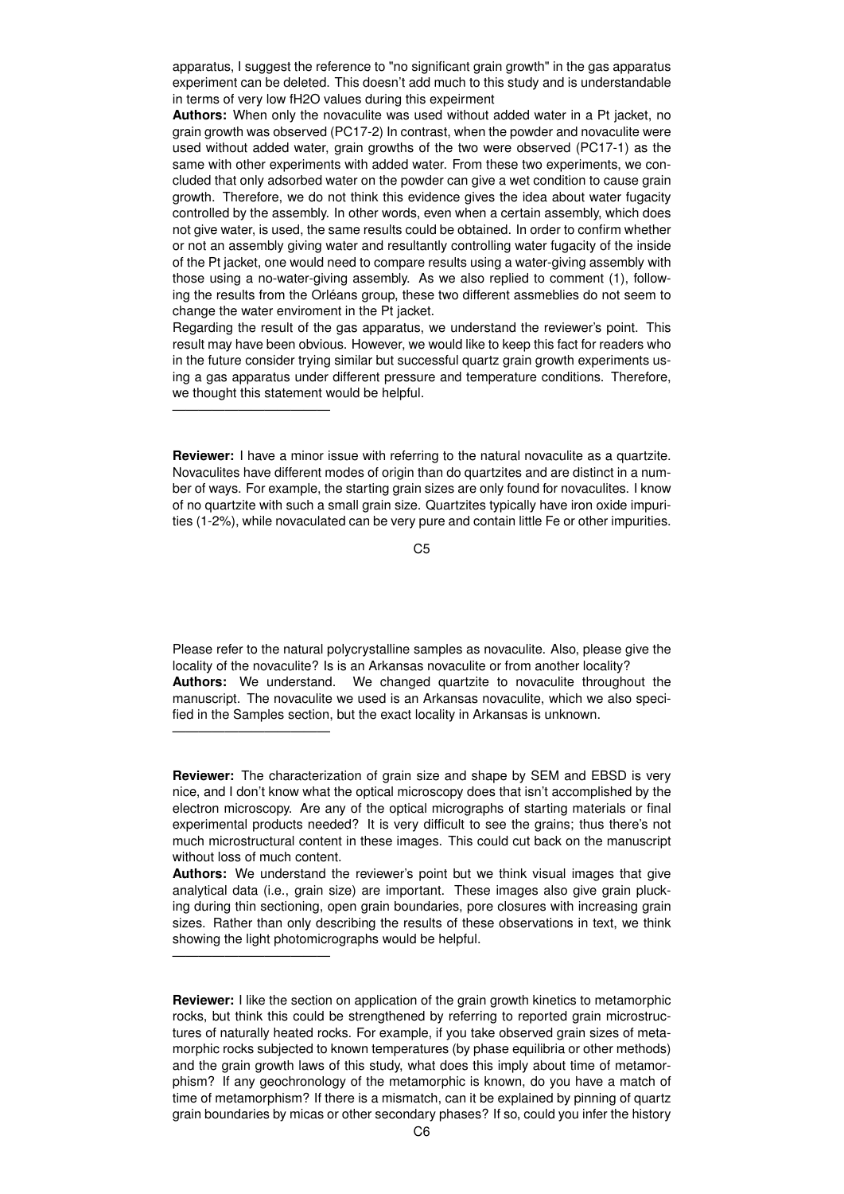apparatus, I suggest the reference to "no significant grain growth" in the gas apparatus experiment can be deleted. This doesn't add much to this study and is understandable in terms of very low $fH_2O$ values during this expeirment

**Authors:** When only the novaculite was used without added water in a Pt jacket, no grain growth was observed (PC17-2) In contrast, when the powder and novaculite were used without added water, grain growths of the two were observed (PC17-1) as the same with other experiments with added water. From these two experiments, we concluded that only adsorbed water on the powder can give a wet condition to cause grain growth. Therefore, we do not think this evidence gives the idea about water fugacity controlled by the assembly. In other words, even when a certain assembly, which does not give water, is used, the same results could be obtained. In order to confirm whether or not an assembly giving water and resultantly controlling water fugacity of the inside of the Pt jacket, one would need to compare results using a water-giving assembly with those using a no-water-giving assembly. As we also replied to comment (1), following the results from the Orléans group, these two different assmeblies do not seem to change the water enviroment in the Pt jacket.

Regarding the result of the gas apparatus, we understand the reviewer's point. This result may have been obvious. However, we would like to keep this fact for readers who in the future consider trying similar but successful quartz grain growth experiments using a gas apparatus under different pressure and temperature conditions. Therefore, we thought this statement would be helpful.

---

**Reviewer:** I have a minor issue with referring to the natural novaculite as a quartzite. Novaculites have different modes of origin than do quartzites and are distinct in a number of ways. For example, the starting grain sizes are only found for novaculites. I know of no quartzite with such a small grain size. Quartzites typically have iron oxide impurities (1-2%), while novaculated can be very pure and contain little Fe or other impurities. Please refer to the natural polycrystalline samples as novaculite. Also, please give the locality of the novaculite? Is is an Arkansas novaculite or from another locality?

**Authors:** We understand. We changed quartzite to novaculite throughout the manuscript. The novaculite we used is an Arkansas novaculite, which we also specified in the Samples section, but the exact locality in Arkansas is unknown.

---

**Reviewer:** The characterization of grain size and shape by SEM and EBSD is very nice, and I don't know what the optical microscopy does that isn't accomplished by the electron microscopy. Are any of the optical micrographs of starting materials or final experimental products needed? It is very difficult to see the grains; thus there's not much microstructural content in these images. This could cut back on the manuscript without loss of much content.

**Authors:** We understand the reviewer's point but we think visual images that give analytical data (i.e., grain size) are important. These images also give grain plucking during thin sectioning, open grain boundaries, pore closures with increasing grain sizes. Rather than only describing the results of these observations in text, we think showing the light photomicrographs would be helpful.

---

**Reviewer:** I like the section on application of the grain growth kinetics to metamorphic rocks, but think this could be strengthened by referring to reported grain microstructures of naturally heated rocks. For example, if you take observed grain sizes of metamorphic rocks subjected to known temperatures (by phase equilibria or other methods) and the grain growth laws of this study, what does this imply about time of metamorphism? If any geochronology of the metamorphic is known, do you have a match of time of metamorphism? If there is a mismatch, can it be explained by pinning of quartz grain boundaries by micas or other secondary phases? If so, could you infer the history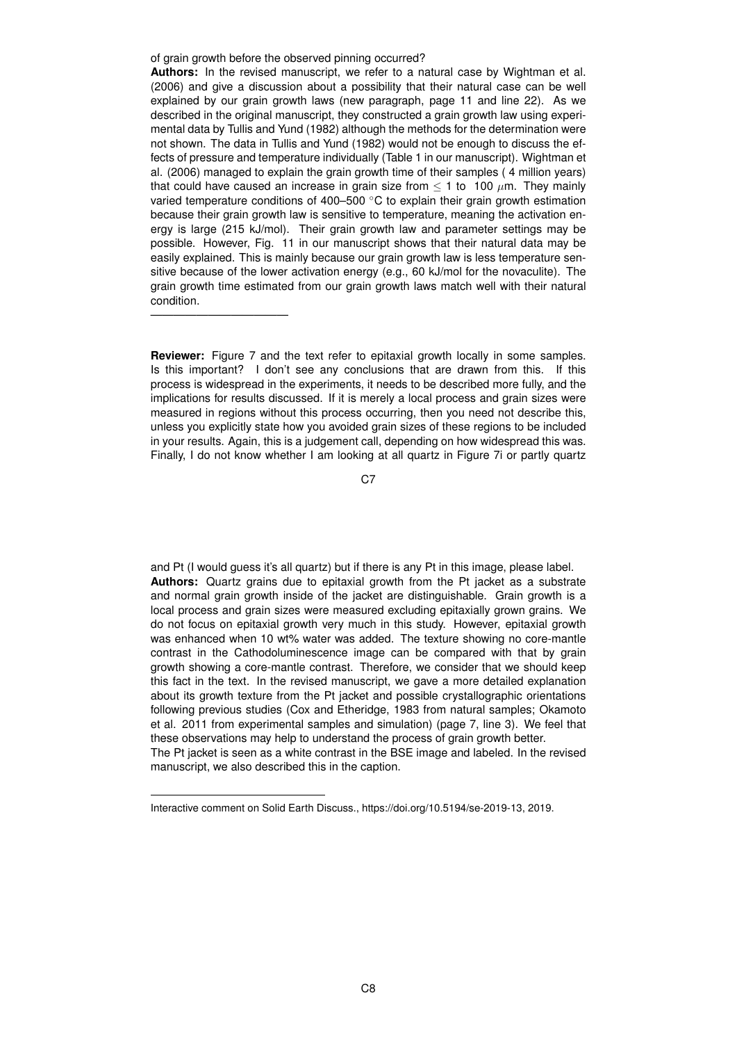of grain growth before the observed pinning occurred?

**Authors:** In the revised manuscript, we refer to a natural case by Wightman et al. (2006) and give a discussion about a possibility that their natural case can be well explained by our grain growth laws (new paragraph, page 11 and line 22). As we described in the original manuscript, they constructed a grain growth law using experimental data by Tullis and Yund (1982) although the methods for the determination were not shown. The data in Tullis and Yund (1982) would not be enough to discuss the effects of pressure and temperature individually (Table 1 in our manuscript). Wightman et al. (2006) managed to explain the grain growth time of their samples ( 4 million years) that could have caused an increase in grain size from $\leq 1$ to 100 $\mu$m. They mainly varied temperature conditions of 400–500 °C to explain their grain growth estimation because their grain growth law is sensitive to temperature, meaning the activation energy is large (215 kJ/mol). Their grain growth law and parameter settings may be possible. However, Fig. 11 in our manuscript shows that their natural data may be easily explained. This is mainly because our grain growth law is less temperature sensitive because of the lower activation energy (e.g., 60 kJ/mol for the novaculite). The grain growth time estimated from our grain growth laws match well with their natural condition.

---

**Reviewer:** Figure 7 and the text refer to epitaxial growth locally in some samples. Is this important? I don't see any conclusions that are drawn from this. If this process is widespread in the experiments, it needs to be described more fully, and the implications for results discussed. If it is merely a local process and grain sizes were measured in regions without this process occurring, then you need not describe this, unless you explicitly state how you avoided grain sizes of these regions to be included in your results. Again, this is a judgement call, depending on how widespread this was. Finally, I do not know whether I am looking at all quartz in Figure 7i or partly quartz and Pt (I would guess it's all quartz) but if there is any Pt in this image, please label.

**Authors:** Quartz grains due to epitaxial growth from the Pt jacket as a substrate and normal grain growth inside of the jacket are distinguishable. Grain growth is a local process and grain sizes were measured excluding epitaxially grown grains. We do not focus on epitaxial growth very much in this study. However, epitaxial growth was enhanced when 10 wt% water was added. The texture showing no core-mantle contrast in the Cathodoluminescence image can be compared with that by grain growth showing a core-mantle contrast. Therefore, we consider that we should keep this fact in the text. In the revised manuscript, we gave a more detailed explanation about its growth texture from the Pt jacket and possible crystallographic orientations following previous studies (Cox and Etheridge, 1983 from natural samples; Okamoto et al. 2011 from experimental samples and simulation) (page 7, line 3). We feel that these observations may help to understand the process of grain growth better.

The Pt jacket is seen as a white contrast in the BSE image and labeled. In the revised manuscript, we also described this in the caption.

---

Interactive comment on Solid Earth Discuss., https://doi.org/10.5194/se-2019-13, 2019.